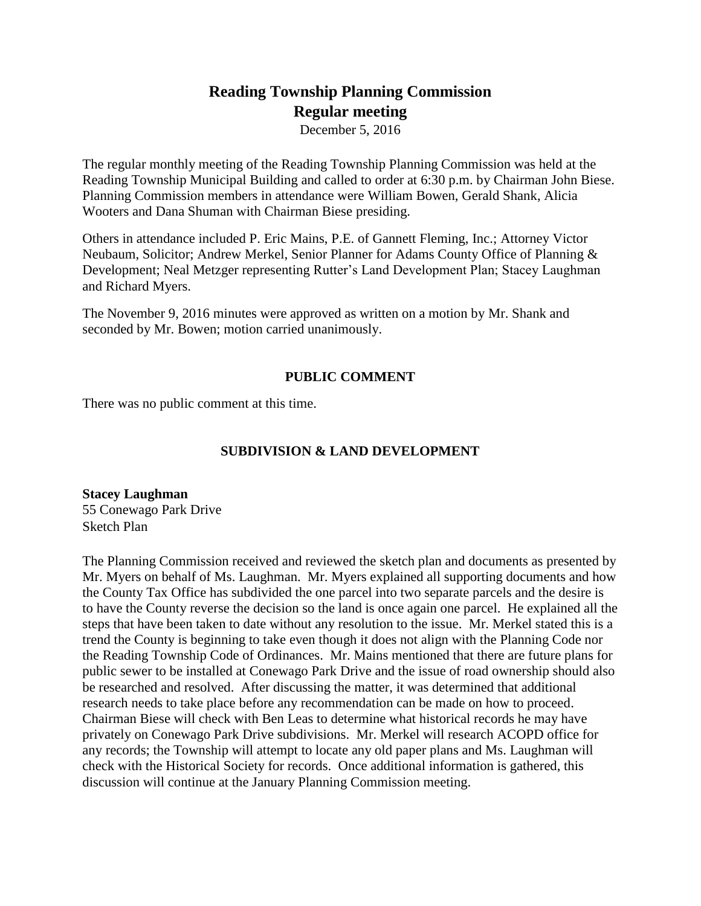# Reading Township Planning Commission
## Regular meeting

December 5, 2016

The regular monthly meeting of the Reading Township Planning Commission was held at the Reading Township Municipal Building and called to order at 6:30 p.m. by Chairman John Biese. Planning Commission members in attendance were William Bowen, Gerald Shank, Alicia Wooters and Dana Shuman with Chairman Biese presiding.

Others in attendance included P. Eric Mains, P.E. of Gannett Fleming, Inc.; Attorney Victor Neubaum, Solicitor; Andrew Merkel, Senior Planner for Adams County Office of Planning & Development; Neal Metzger representing Rutter's Land Development Plan; Stacey Laughman and Richard Myers.

The November 9, 2016 minutes were approved as written on a motion by Mr. Shank and seconded by Mr. Bowen; motion carried unanimously.

### PUBLIC COMMENT

There was no public comment at this time.

### SUBDIVISION & LAND DEVELOPMENT

**Stacey Laughman**
55 Conewago Park Drive
Sketch Plan

The Planning Commission received and reviewed the sketch plan and documents as presented by Mr. Myers on behalf of Ms. Laughman. Mr. Myers explained all supporting documents and how the County Tax Office has subdivided the one parcel into two separate parcels and the desire is to have the County reverse the decision so the land is once again one parcel. He explained all the steps that have been taken to date without any resolution to the issue. Mr. Merkel stated this is a trend the County is beginning to take even though it does not align with the Planning Code nor the Reading Township Code of Ordinances. Mr. Mains mentioned that there are future plans for public sewer to be installed at Conewago Park Drive and the issue of road ownership should also be researched and resolved. After discussing the matter, it was determined that additional research needs to take place before any recommendation can be made on how to proceed. Chairman Biese will check with Ben Leas to determine what historical records he may have privately on Conewago Park Drive subdivisions. Mr. Merkel will research ACOPD office for any records; the Township will attempt to locate any old paper plans and Ms. Laughman will check with the Historical Society for records. Once additional information is gathered, this discussion will continue at the January Planning Commission meeting.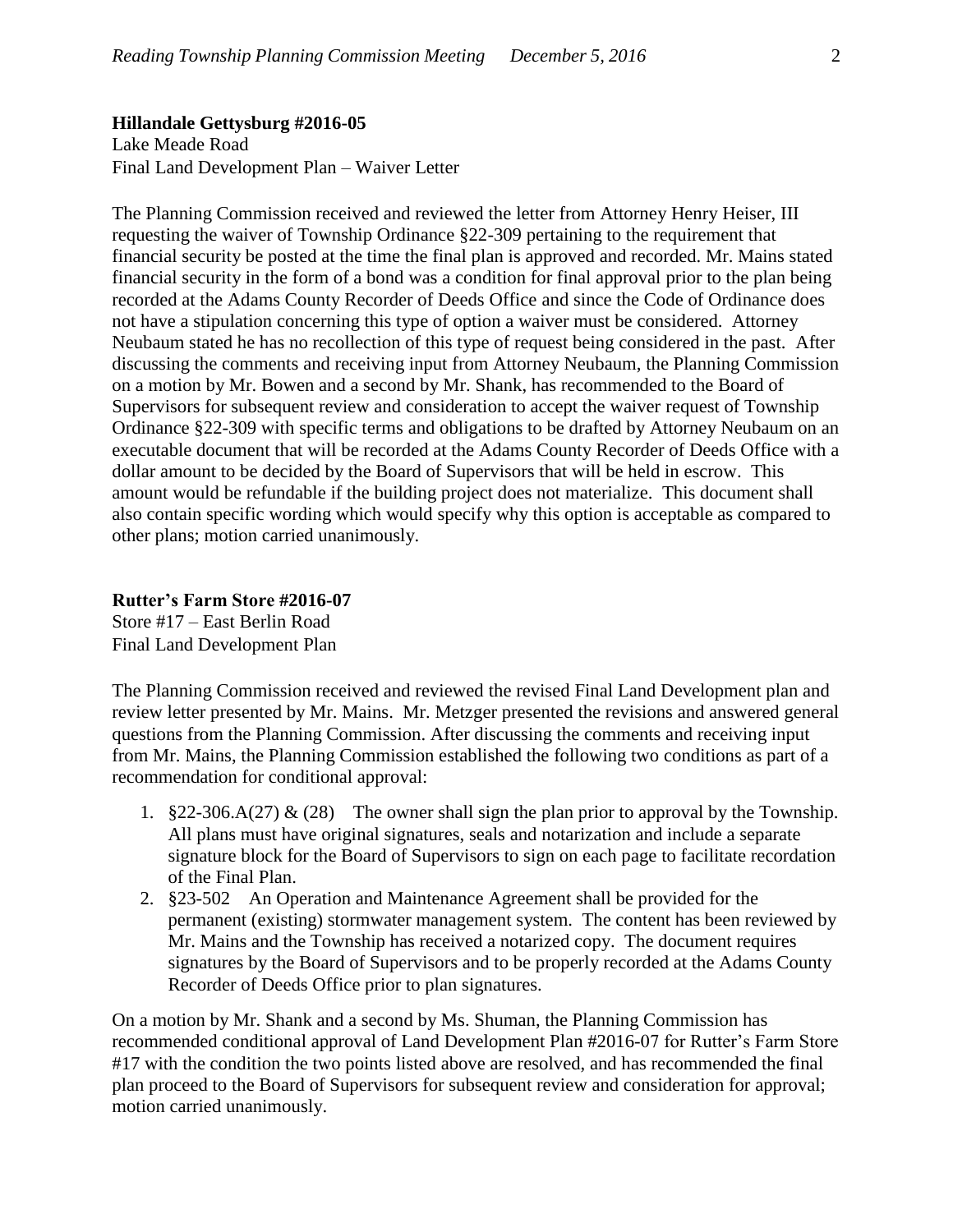**Hillandale Gettysburg #2016-05**
Lake Meade Road
Final Land Development Plan – Waiver Letter

The Planning Commission received and reviewed the letter from Attorney Henry Heiser, III requesting the waiver of Township Ordinance §22-309 pertaining to the requirement that financial security be posted at the time the final plan is approved and recorded. Mr. Mains stated financial security in the form of a bond was a condition for final approval prior to the plan being recorded at the Adams County Recorder of Deeds Office and since the Code of Ordinance does not have a stipulation concerning this type of option a waiver must be considered. Attorney Neubaum stated he has no recollection of this type of request being considered in the past. After discussing the comments and receiving input from Attorney Neubaum, the Planning Commission on a motion by Mr. Bowen and a second by Mr. Shank, has recommended to the Board of Supervisors for subsequent review and consideration to accept the waiver request of Township Ordinance §22-309 with specific terms and obligations to be drafted by Attorney Neubaum on an executable document that will be recorded at the Adams County Recorder of Deeds Office with a dollar amount to be decided by the Board of Supervisors that will be held in escrow. This amount would be refundable if the building project does not materialize. This document shall also contain specific wording which would specify why this option is acceptable as compared to other plans; motion carried unanimously.

**Rutter's Farm Store #2016-07**
Store #17 – East Berlin Road
Final Land Development Plan

The Planning Commission received and reviewed the revised Final Land Development plan and review letter presented by Mr. Mains. Mr. Metzger presented the revisions and answered general questions from the Planning Commission. After discussing the comments and receiving input from Mr. Mains, the Planning Commission established the following two conditions as part of a recommendation for conditional approval:

1. §22-306.A(27) & (28) The owner shall sign the plan prior to approval by the Township. All plans must have original signatures, seals and notarization and include a separate signature block for the Board of Supervisors to sign on each page to facilitate recordation of the Final Plan.
2. §23-502 An Operation and Maintenance Agreement shall be provided for the permanent (existing) stormwater management system. The content has been reviewed by Mr. Mains and the Township has received a notarized copy. The document requires signatures by the Board of Supervisors and to be properly recorded at the Adams County Recorder of Deeds Office prior to plan signatures.

On a motion by Mr. Shank and a second by Ms. Shuman, the Planning Commission has recommended conditional approval of Land Development Plan #2016-07 for Rutter's Farm Store #17 with the condition the two points listed above are resolved, and has recommended the final plan proceed to the Board of Supervisors for subsequent review and consideration for approval; motion carried unanimously.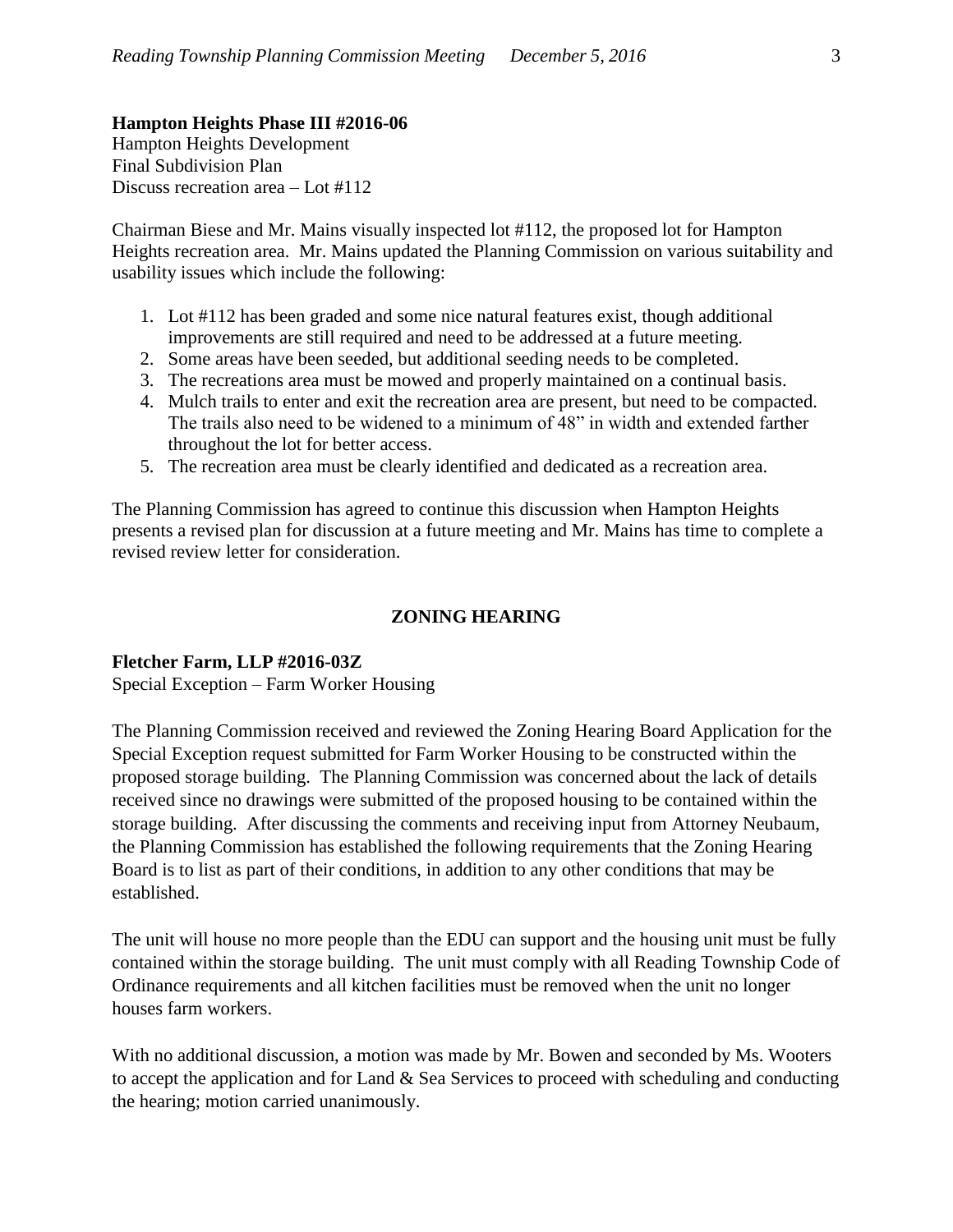**Hampton Heights Phase III #2016-06**
Hampton Heights Development
Final Subdivision Plan
Discuss recreation area – Lot #112

Chairman Biese and Mr. Mains visually inspected lot #112, the proposed lot for Hampton Heights recreation area. Mr. Mains updated the Planning Commission on various suitability and usability issues which include the following:

1. Lot #112 has been graded and some nice natural features exist, though additional improvements are still required and need to be addressed at a future meeting.
2. Some areas have been seeded, but additional seeding needs to be completed.
3. The recreations area must be mowed and properly maintained on a continual basis.
4. Mulch trails to enter and exit the recreation area are present, but need to be compacted. The trails also need to be widened to a minimum of 48" in width and extended farther throughout the lot for better access.
5. The recreation area must be clearly identified and dedicated as a recreation area.

The Planning Commission has agreed to continue this discussion when Hampton Heights presents a revised plan for discussion at a future meeting and Mr. Mains has time to complete a revised review letter for consideration.

## ZONING HEARING

**Fletcher Farm, LLP #2016-03Z**
Special Exception – Farm Worker Housing

The Planning Commission received and reviewed the Zoning Hearing Board Application for the Special Exception request submitted for Farm Worker Housing to be constructed within the proposed storage building. The Planning Commission was concerned about the lack of details received since no drawings were submitted of the proposed housing to be contained within the storage building. After discussing the comments and receiving input from Attorney Neubaum, the Planning Commission has established the following requirements that the Zoning Hearing Board is to list as part of their conditions, in addition to any other conditions that may be established.

The unit will house no more people than the EDU can support and the housing unit must be fully contained within the storage building. The unit must comply with all Reading Township Code of Ordinance requirements and all kitchen facilities must be removed when the unit no longer houses farm workers.

With no additional discussion, a motion was made by Mr. Bowen and seconded by Ms. Wooters to accept the application and for Land & Sea Services to proceed with scheduling and conducting the hearing; motion carried unanimously.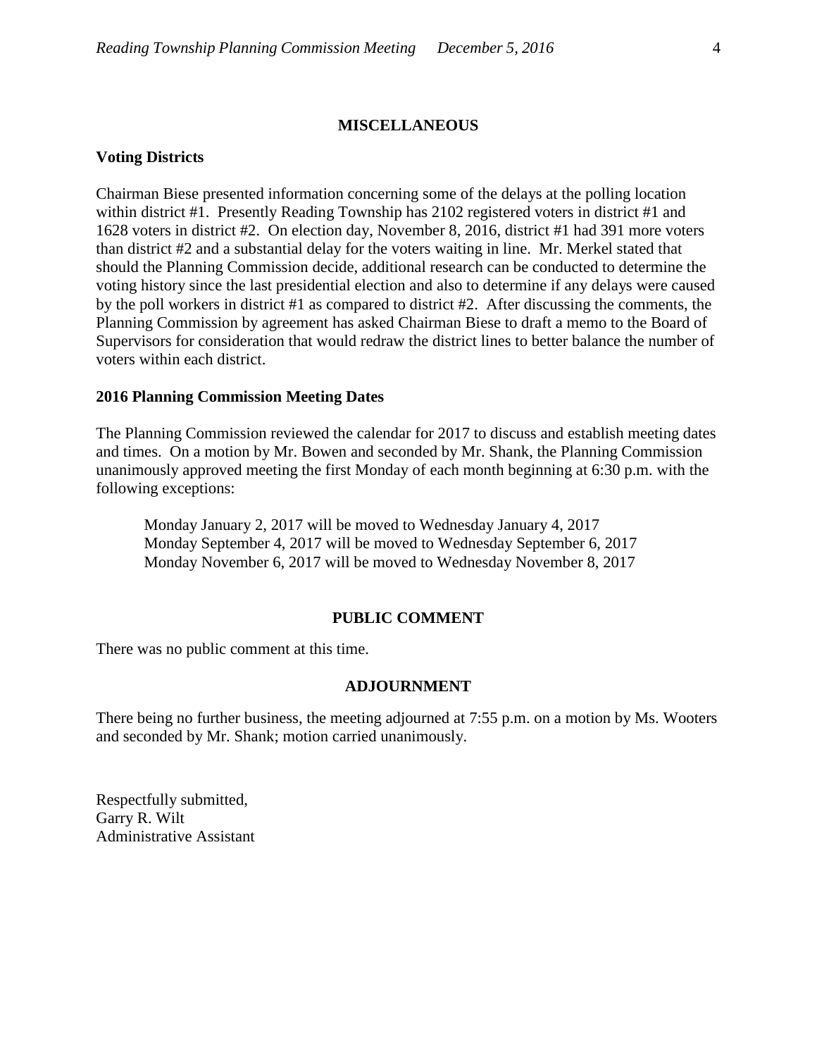## MISCELLANEOUS

**Voting Districts**

Chairman Biese presented information concerning some of the delays at the polling location within district #1. Presently Reading Township has 2102 registered voters in district #1 and 1628 voters in district #2. On election day, November 8, 2016, district #1 had 391 more voters than district #2 and a substantial delay for the voters waiting in line. Mr. Merkel stated that should the Planning Commission decide, additional research can be conducted to determine the voting history since the last presidential election and also to determine if any delays were caused by the poll workers in district #1 as compared to district #2. After discussing the comments, the Planning Commission by agreement has asked Chairman Biese to draft a memo to the Board of Supervisors for consideration that would redraw the district lines to better balance the number of voters within each district.

**2016 Planning Commission Meeting Dates**

The Planning Commission reviewed the calendar for 2017 to discuss and establish meeting dates and times. On a motion by Mr. Bowen and seconded by Mr. Shank, the Planning Commission unanimously approved meeting the first Monday of each month beginning at 6:30 p.m. with the following exceptions:

Monday January 2, 2017 will be moved to Wednesday January 4, 2017
Monday September 4, 2017 will be moved to Wednesday September 6, 2017
Monday November 6, 2017 will be moved to Wednesday November 8, 2017

## PUBLIC COMMENT

There was no public comment at this time.

## ADJOURNMENT

There being no further business, the meeting adjourned at 7:55 p.m. on a motion by Ms. Wooters and seconded by Mr. Shank; motion carried unanimously.

Respectfully submitted,
Garry R. Wilt
Administrative Assistant